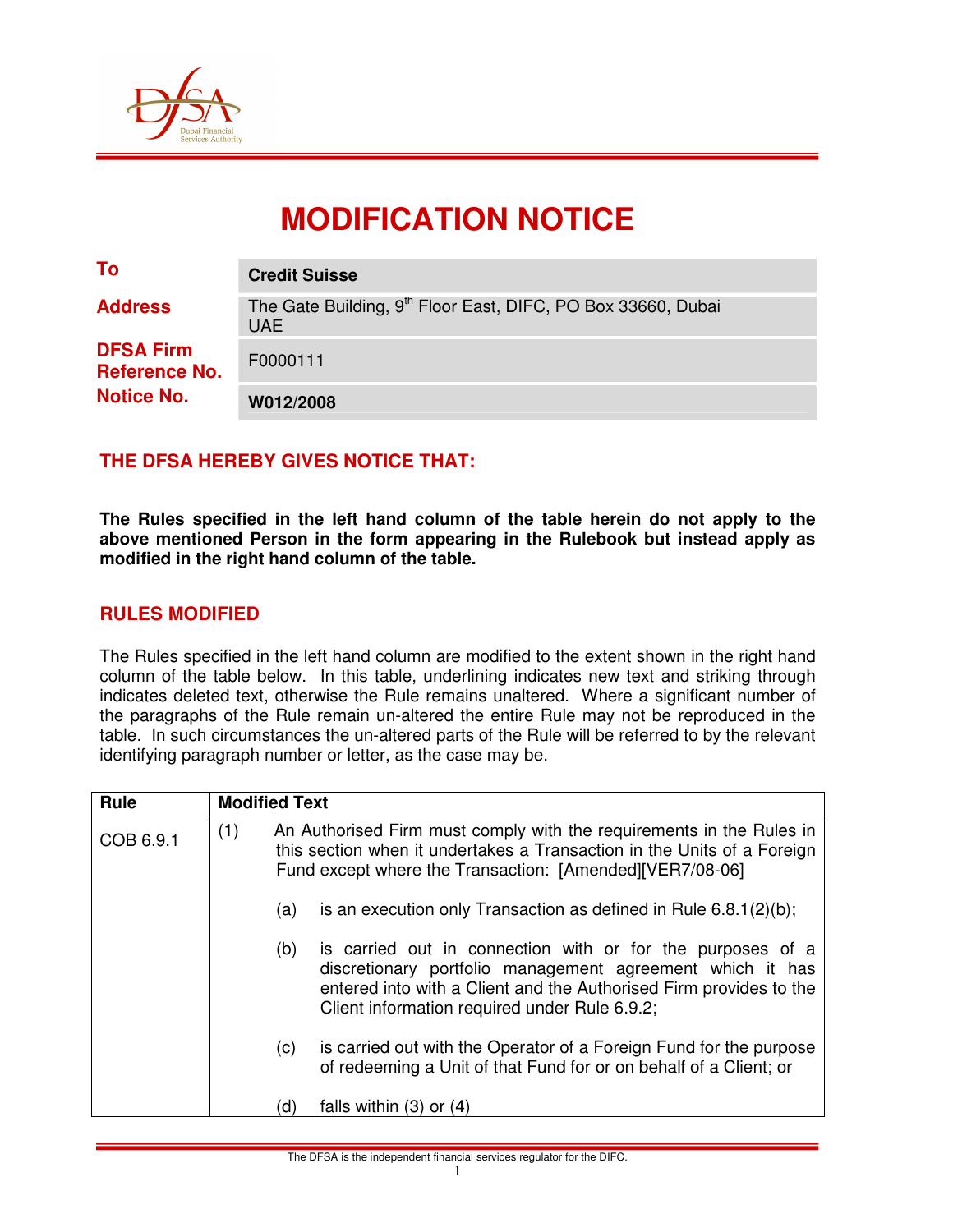# MODIFICATION NOTICE

| | |
|---|---|
| **To** | **Credit Suisse** |
| **Address** | The Gate Building, 9th Floor East, DIFC, PO Box 33660, Dubai UAE |
| **DFSA Firm Reference No.** | F0000111 |
| **Notice No.** | **W012/2008** |

## THE DFSA HEREBY GIVES NOTICE THAT:

**The Rules specified in the left hand column of the table herein do not apply to the above mentioned Person in the form appearing in the Rulebook but instead apply as modified in the right hand column of the table.**

## RULES MODIFIED

The Rules specified in the left hand column are modified to the extent shown in the right hand column of the table below. In this table, underlining indicates new text and striking through indicates deleted text, otherwise the Rule remains unaltered. Where a significant number of the paragraphs of the Rule remain un-altered the entire Rule may not be reproduced in the table. In such circumstances the un-altered parts of the Rule will be referred to by the relevant identifying paragraph number or letter, as the case may be.

| Rule | Modified Text |
|---|---|
| COB 6.9.1 | (1) An Authorised Firm must comply with the requirements in the Rules in this section when it undertakes a Transaction in the Units of a Foreign Fund except where the Transaction: [Amended][VER7/08-06]<br><br>(a) is an execution only Transaction as defined in Rule 6.8.1(2)(b);<br><br>(b) is carried out in connection with or for the purposes of a discretionary portfolio management agreement which it has entered into with a Client and the Authorised Firm provides to the Client information required under Rule 6.9.2;<br><br>(c) is carried out with the Operator of a Foreign Fund for the purpose of redeeming a Unit of that Fund for or on behalf of a Client; or<br><br>(d) falls within (3) <u>or (4)</u> |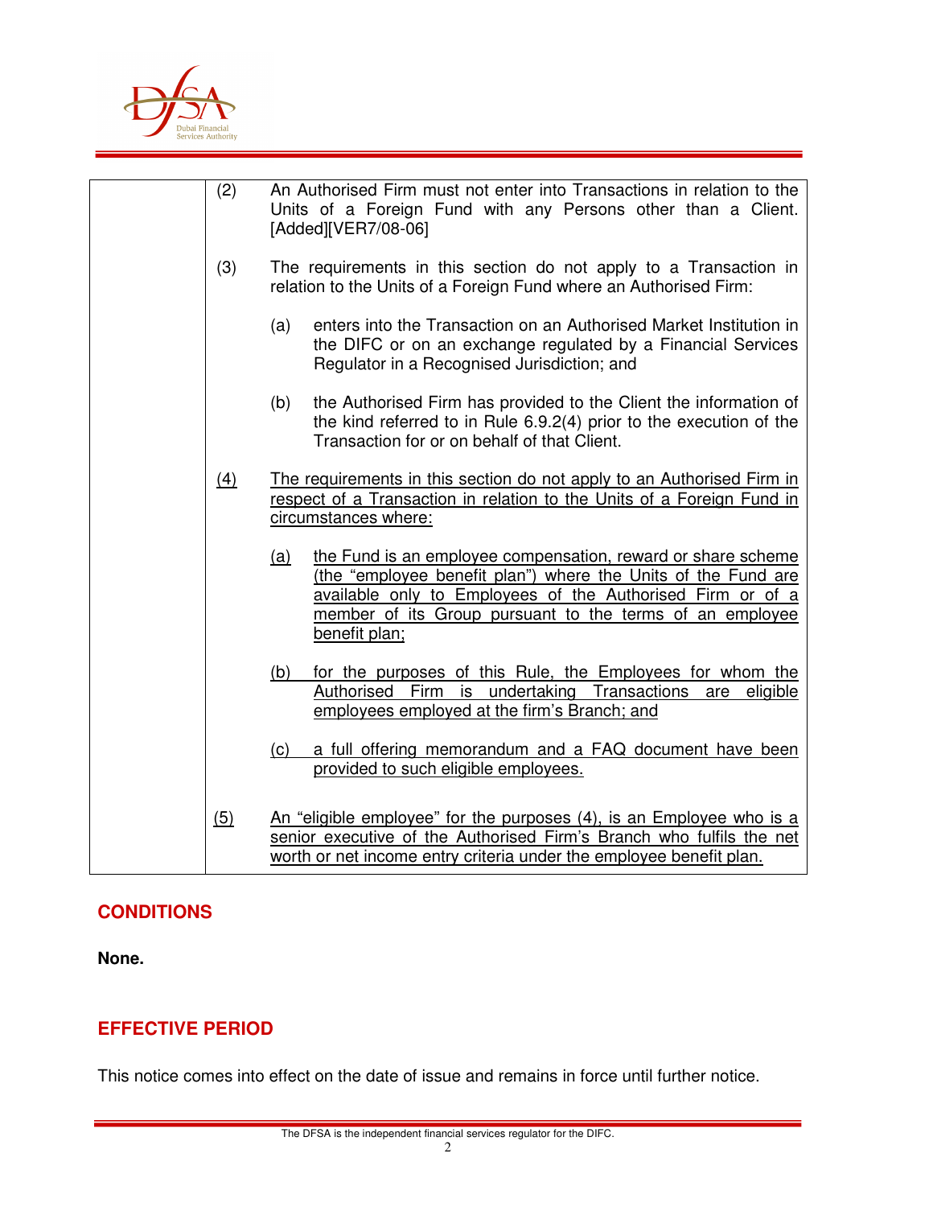| | |
|---|---|
| | (2) An Authorised Firm must not enter into Transactions in relation to the Units of a Foreign Fund with any Persons other than a Client. [Added][VER7/08-06]<br><br>(3) The requirements in this section do not apply to a Transaction in relation to the Units of a Foreign Fund where an Authorised Firm:<br><br>(a) enters into the Transaction on an Authorised Market Institution in the DIFC or on an exchange regulated by a Financial Services Regulator in a Recognised Jurisdiction; and<br><br>(b) the Authorised Firm has provided to the Client the information of the kind referred to in Rule 6.9.2(4) prior to the execution of the Transaction for or on behalf of that Client.<br><br><u>(4) The requirements in this section do not apply to an Authorised Firm in respect of a Transaction in relation to the Units of a Foreign Fund in circumstances where:</u><br><br><u>(a) the Fund is an employee compensation, reward or share scheme (the "employee benefit plan") where the Units of the Fund are available only to Employees of the Authorised Firm or of a member of its Group pursuant to the terms of an employee benefit plan;</u><br><br><u>(b) for the purposes of this Rule, the Employees for whom the Authorised Firm is undertaking Transactions are eligible employees employed at the firm's Branch; and</u><br><br><u>(c) a full offering memorandum and a FAQ document have been provided to such eligible employees.</u><br><br><u>(5) An "eligible employee" for the purposes (4), is an Employee who is a senior executive of the Authorised Firm's Branch who fulfils the net worth or net income entry criteria under the employee benefit plan.</u> |

## CONDITIONS

**None.**

## EFFECTIVE PERIOD

This notice comes into effect on the date of issue and remains in force until further notice.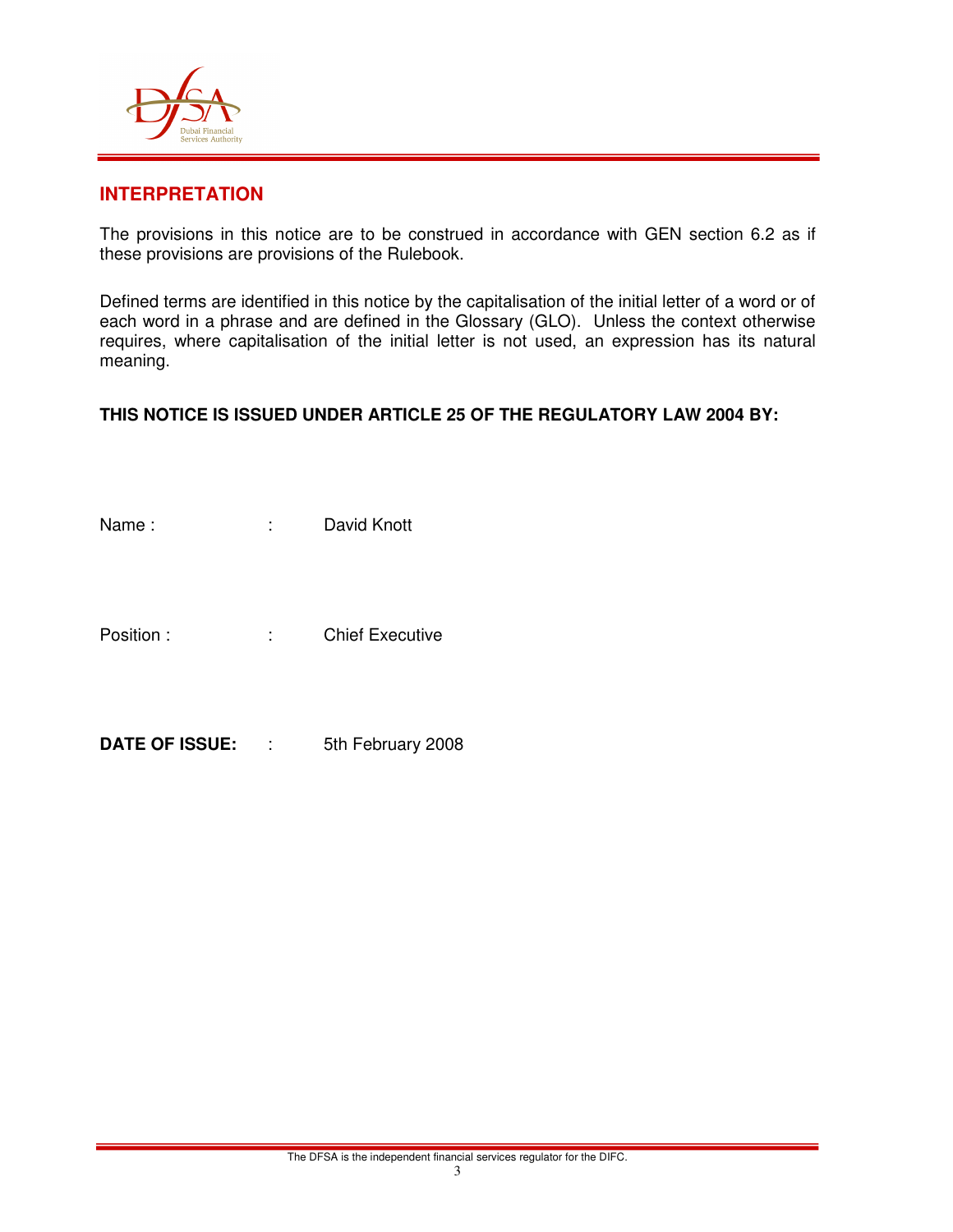## INTERPRETATION

The provisions in this notice are to be construed in accordance with GEN section 6.2 as if these provisions are provisions of the Rulebook.

Defined terms are identified in this notice by the capitalisation of the initial letter of a word or of each word in a phrase and are defined in the Glossary (GLO). Unless the context otherwise requires, where capitalisation of the initial letter is not used, an expression has its natural meaning.

**THIS NOTICE IS ISSUED UNDER ARTICLE 25 OF THE REGULATORY LAW 2004 BY:**

Name : : David Knott

Position : : Chief Executive

**DATE OF ISSUE:** : 5th February 2008